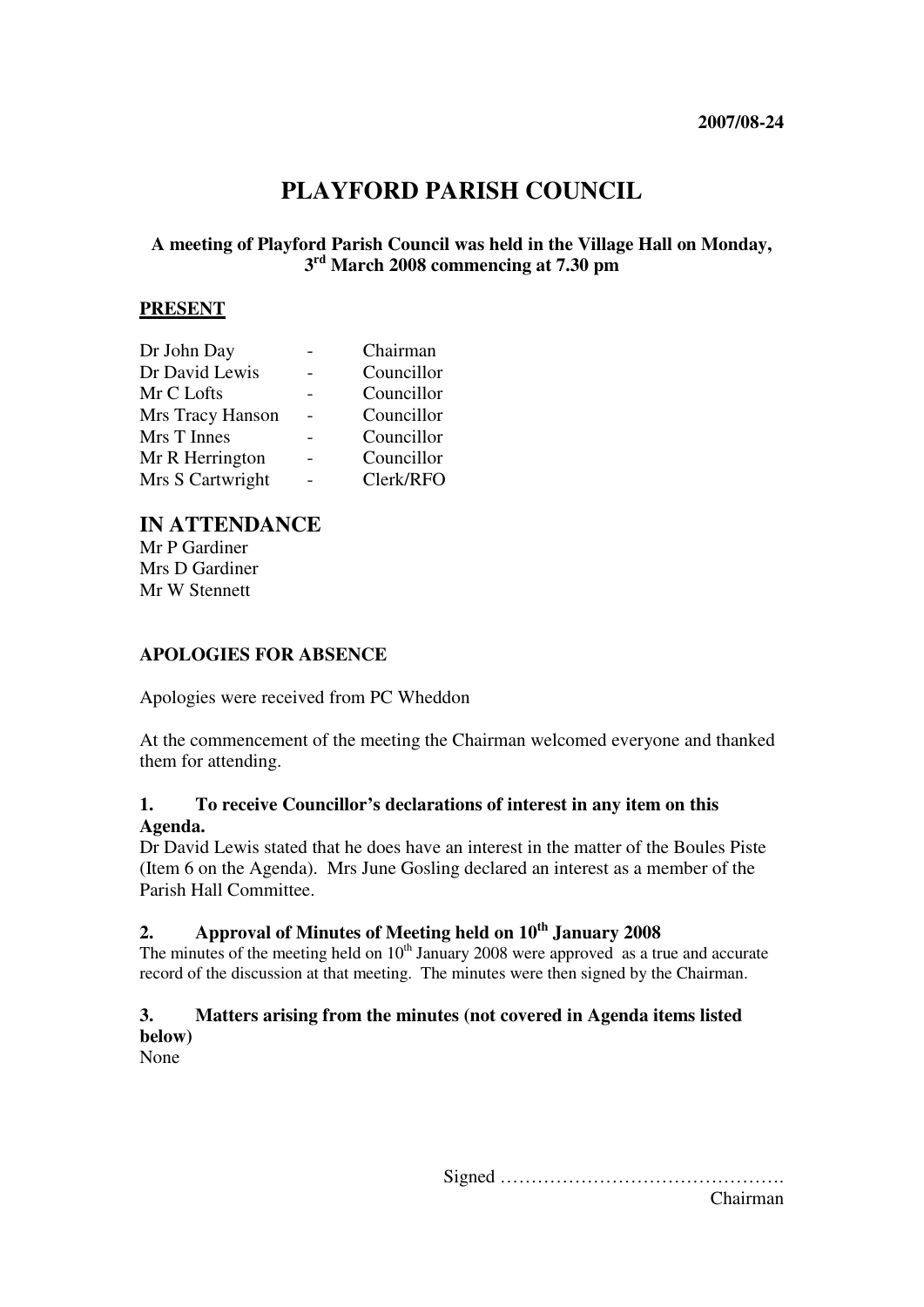**2007/08-24**

# PLAYFORD PARISH COUNCIL

**A meeting of Playford Parish Council was held in the Village Hall on Monday, 3rd March 2008 commencing at 7.30 pm**

## PRESENT

| | | |
|---|---|---|
| Dr John Day | - | Chairman |
| Dr David Lewis | - | Councillor |
| Mr C Lofts | - | Councillor |
| Mrs Tracy Hanson | - | Councillor |
| Mrs T Innes | - | Councillor |
| Mr R Herrington | - | Councillor |
| Mrs S Cartwright | - | Clerk/RFO |

## IN ATTENDANCE

Mr P Gardiner
Mrs D Gardiner
Mr W Stennett

**APOLOGIES FOR ABSENCE**

Apologies were received from PC Wheddon

At the commencement of the meeting the Chairman welcomed everyone and thanked them for attending.

**1. To receive Councillor's declarations of interest in any item on this Agenda.**

Dr David Lewis stated that he does have an interest in the matter of the Boules Piste (Item 6 on the Agenda). Mrs June Gosling declared an interest as a member of the Parish Hall Committee.

**2. Approval of Minutes of Meeting held on 10th January 2008**

The minutes of the meeting held on 10th January 2008 were approved as a true and accurate record of the discussion at that meeting. The minutes were then signed by the Chairman.

**3. Matters arising from the minutes (not covered in Agenda items listed below)**

None

Signed ……………………………………….
Chairman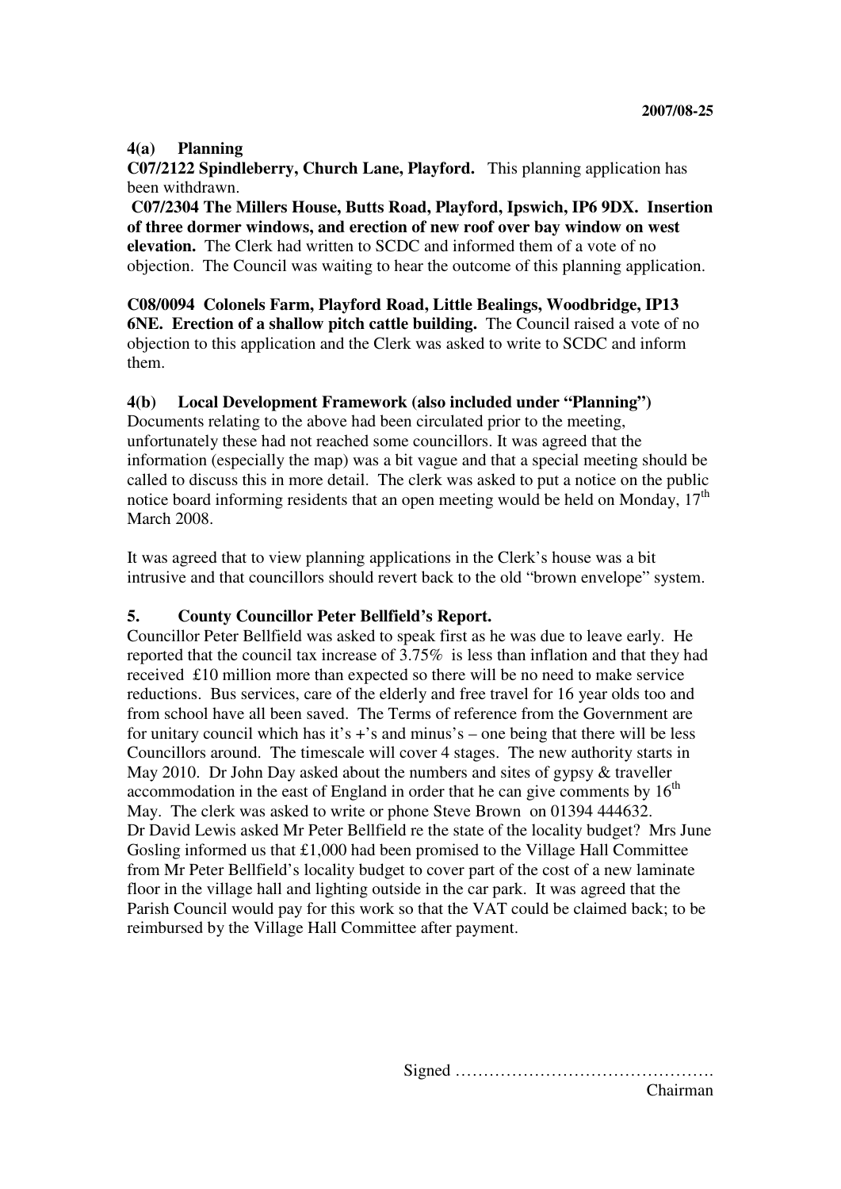**2007/08-25**

**4(a) Planning**

**C07/2122 Spindleberry, Church Lane, Playford.** This planning application has been withdrawn.

**C07/2304 The Millers House, Butts Road, Playford, Ipswich, IP6 9DX. Insertion of three dormer windows, and erection of new roof over bay window on west elevation.** The Clerk had written to SCDC and informed them of a vote of no objection. The Council was waiting to hear the outcome of this planning application.

**C08/0094 Colonels Farm, Playford Road, Little Bealings, Woodbridge, IP13 6NE. Erection of a shallow pitch cattle building.** The Council raised a vote of no objection to this application and the Clerk was asked to write to SCDC and inform them.

**4(b) Local Development Framework (also included under "Planning")**

Documents relating to the above had been circulated prior to the meeting, unfortunately these had not reached some councillors. It was agreed that the information (especially the map) was a bit vague and that a special meeting should be called to discuss this in more detail. The clerk was asked to put a notice on the public notice board informing residents that an open meeting would be held on Monday, 17th March 2008.

It was agreed that to view planning applications in the Clerk's house was a bit intrusive and that councillors should revert back to the old "brown envelope" system.

**5. County Councillor Peter Bellfield's Report.**

Councillor Peter Bellfield was asked to speak first as he was due to leave early. He reported that the council tax increase of 3.75% is less than inflation and that they had received £10 million more than expected so there will be no need to make service reductions. Bus services, care of the elderly and free travel for 16 year olds too and from school have all been saved. The Terms of reference from the Government are for unitary council which has it's +'s and minus's – one being that there will be less Councillors around. The timescale will cover 4 stages. The new authority starts in May 2010. Dr John Day asked about the numbers and sites of gypsy & traveller accommodation in the east of England in order that he can give comments by 16th May. The clerk was asked to write or phone Steve Brown on 01394 444632.
Dr David Lewis asked Mr Peter Bellfield re the state of the locality budget? Mrs June Gosling informed us that £1,000 had been promised to the Village Hall Committee from Mr Peter Bellfield's locality budget to cover part of the cost of a new laminate floor in the village hall and lighting outside in the car park. It was agreed that the Parish Council would pay for this work so that the VAT could be claimed back; to be reimbursed by the Village Hall Committee after payment.

Signed ……………………………………….
Chairman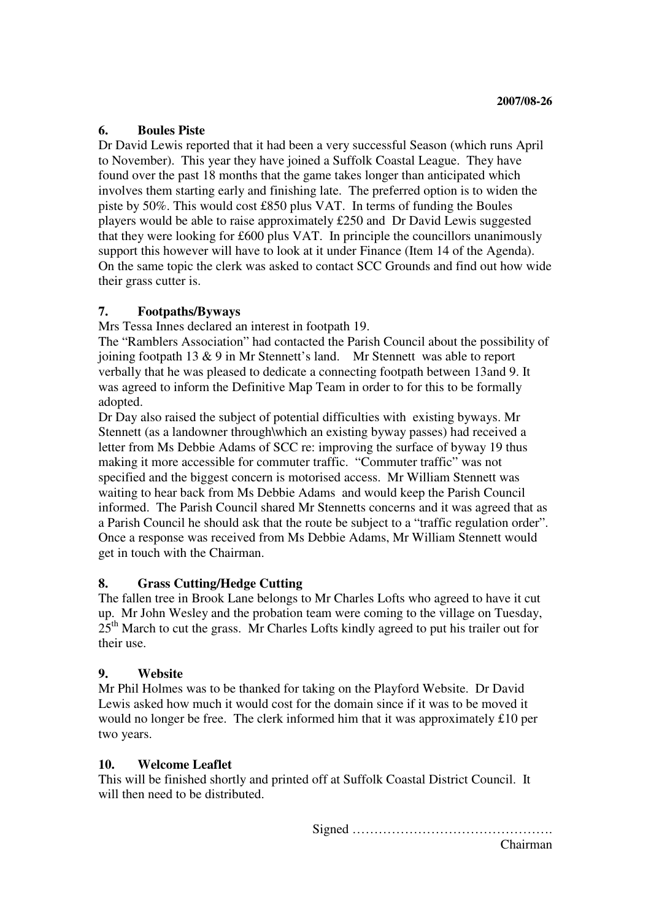**2007/08-26**

### 6. Boules Piste

Dr David Lewis reported that it had been a very successful Season (which runs April to November). This year they have joined a Suffolk Coastal League. They have found over the past 18 months that the game takes longer than anticipated which involves them starting early and finishing late. The preferred option is to widen the piste by 50%. This would cost £850 plus VAT. In terms of funding the Boules players would be able to raise approximately £250 and Dr David Lewis suggested that they were looking for £600 plus VAT. In principle the councillors unanimously support this however will have to look at it under Finance (Item 14 of the Agenda). On the same topic the clerk was asked to contact SCC Grounds and find out how wide their grass cutter is.

### 7. Footpaths/Byways

Mrs Tessa Innes declared an interest in footpath 19.

The "Ramblers Association" had contacted the Parish Council about the possibility of joining footpath 13 & 9 in Mr Stennett's land. Mr Stennett was able to report verbally that he was pleased to dedicate a connecting footpath between 13and 9. It was agreed to inform the Definitive Map Team in order to for this to be formally adopted.

Dr Day also raised the subject of potential difficulties with existing byways. Mr Stennett (as a landowner through\which an existing byway passes) had received a letter from Ms Debbie Adams of SCC re: improving the surface of byway 19 thus making it more accessible for commuter traffic. "Commuter traffic" was not specified and the biggest concern is motorised access. Mr William Stennett was waiting to hear back from Ms Debbie Adams and would keep the Parish Council informed. The Parish Council shared Mr Stennetts concerns and it was agreed that as a Parish Council he should ask that the route be subject to a "traffic regulation order". Once a response was received from Ms Debbie Adams, Mr William Stennett would get in touch with the Chairman.

### 8. Grass Cutting/Hedge Cutting

The fallen tree in Brook Lane belongs to Mr Charles Lofts who agreed to have it cut up. Mr John Wesley and the probation team were coming to the village on Tuesday, 25th March to cut the grass. Mr Charles Lofts kindly agreed to put his trailer out for their use.

### 9. Website

Mr Phil Holmes was to be thanked for taking on the Playford Website. Dr David Lewis asked how much it would cost for the domain since if it was to be moved it would no longer be free. The clerk informed him that it was approximately £10 per two years.

### 10. Welcome Leaflet

This will be finished shortly and printed off at Suffolk Coastal District Council. It will then need to be distributed.

Signed ……………………………………….
Chairman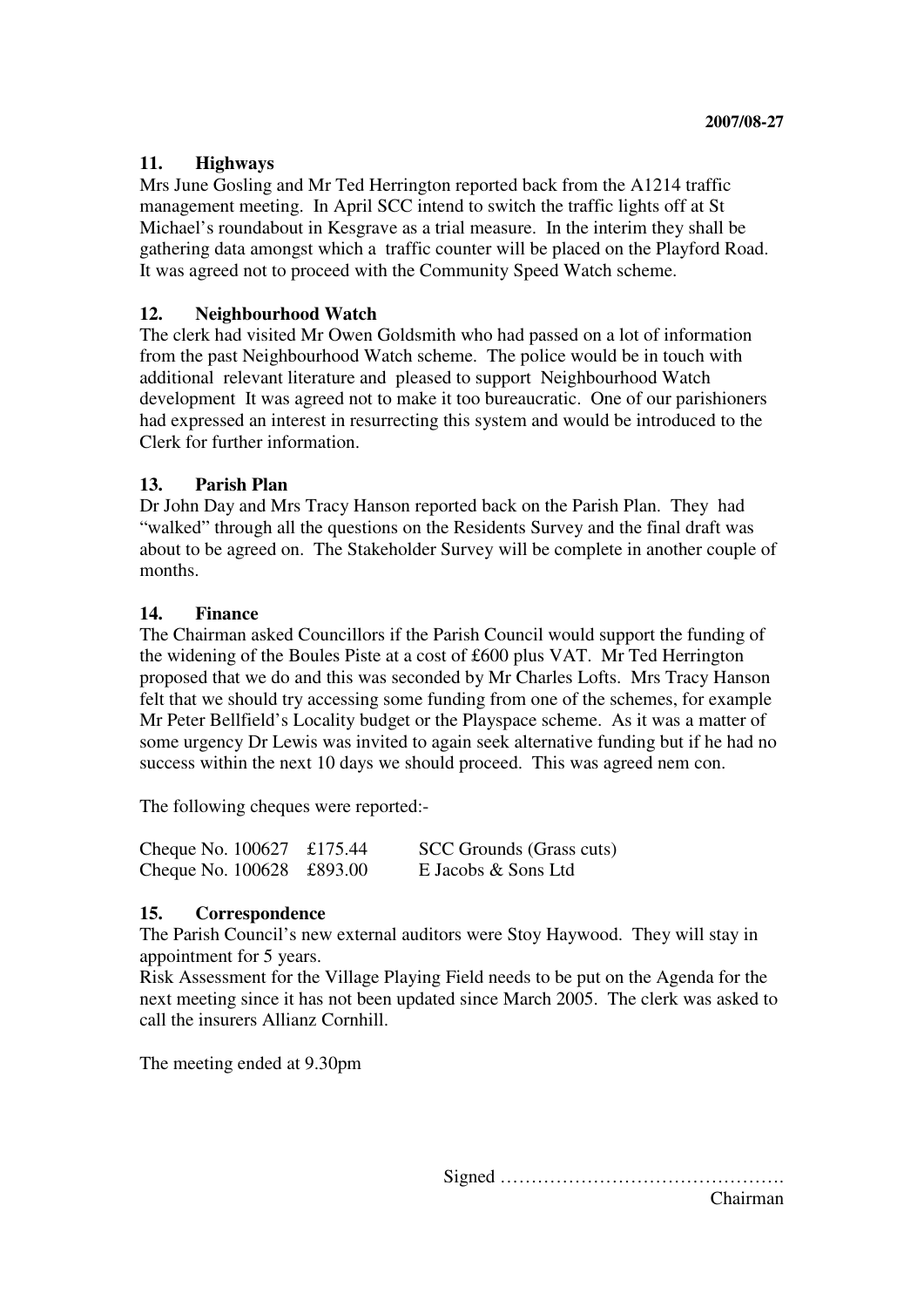2007/08-27

## 11. Highways

Mrs June Gosling and Mr Ted Herrington reported back from the A1214 traffic management meeting. In April SCC intend to switch the traffic lights off at St Michael's roundabout in Kesgrave as a trial measure. In the interim they shall be gathering data amongst which a traffic counter will be placed on the Playford Road. It was agreed not to proceed with the Community Speed Watch scheme.

## 12. Neighbourhood Watch

The clerk had visited Mr Owen Goldsmith who had passed on a lot of information from the past Neighbourhood Watch scheme. The police would be in touch with additional relevant literature and pleased to support Neighbourhood Watch development It was agreed not to make it too bureaucratic. One of our parishioners had expressed an interest in resurrecting this system and would be introduced to the Clerk for further information.

## 13. Parish Plan

Dr John Day and Mrs Tracy Hanson reported back on the Parish Plan. They had "walked" through all the questions on the Residents Survey and the final draft was about to be agreed on. The Stakeholder Survey will be complete in another couple of months.

## 14. Finance

The Chairman asked Councillors if the Parish Council would support the funding of the widening of the Boules Piste at a cost of £600 plus VAT. Mr Ted Herrington proposed that we do and this was seconded by Mr Charles Lofts. Mrs Tracy Hanson felt that we should try accessing some funding from one of the schemes, for example Mr Peter Bellfield's Locality budget or the Playspace scheme. As it was a matter of some urgency Dr Lewis was invited to again seek alternative funding but if he had no success within the next 10 days we should proceed. This was agreed nem con.

The following cheques were reported:-

| | | |
|---|---|---|
| Cheque No. 100627 | £175.44 | SCC Grounds (Grass cuts) |
| Cheque No. 100628 | £893.00 | E Jacobs & Sons Ltd |

## 15. Correspondence

The Parish Council's new external auditors were Stoy Haywood. They will stay in appointment for 5 years.

Risk Assessment for the Village Playing Field needs to be put on the Agenda for the next meeting since it has not been updated since March 2005. The clerk was asked to call the insurers Allianz Cornhill.

The meeting ended at 9.30pm

Signed ……………………………………….

Chairman